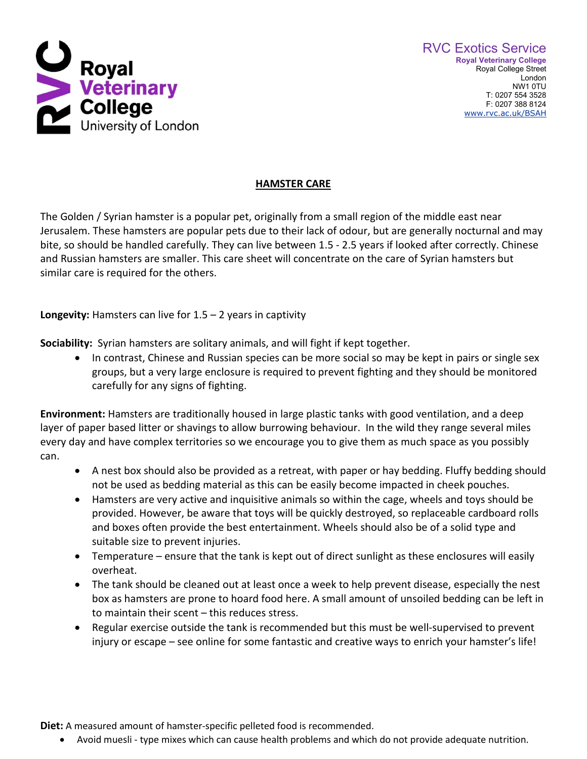Royal Veterinary College
University of London

RVC Exotics Service
**Royal Veterinary College**
Royal College Street
London
NW1 0TU
T: 0207 554 3528
F: 0207 388 8124
www.rvc.ac.uk/BSAH

# HAMSTER CARE

The Golden / Syrian hamster is a popular pet, originally from a small region of the middle east near Jerusalem. These hamsters are popular pets due to their lack of odour, but are generally nocturnal and may bite, so should be handled carefully. They can live between 1.5 - 2.5 years if looked after correctly. Chinese and Russian hamsters are smaller. This care sheet will concentrate on the care of Syrian hamsters but similar care is required for the others.

**Longevity:** Hamsters can live for 1.5 – 2 years in captivity

**Sociability:** Syrian hamsters are solitary animals, and will fight if kept together.

- In contrast, Chinese and Russian species can be more social so may be kept in pairs or single sex groups, but a very large enclosure is required to prevent fighting and they should be monitored carefully for any signs of fighting.

**Environment:** Hamsters are traditionally housed in large plastic tanks with good ventilation, and a deep layer of paper based litter or shavings to allow burrowing behaviour. In the wild they range several miles every day and have complex territories so we encourage you to give them as much space as you possibly can.

- A nest box should also be provided as a retreat, with paper or hay bedding. Fluffy bedding should not be used as bedding material as this can be easily become impacted in cheek pouches.
- Hamsters are very active and inquisitive animals so within the cage, wheels and toys should be provided. However, be aware that toys will be quickly destroyed, so replaceable cardboard rolls and boxes often provide the best entertainment. Wheels should also be of a solid type and suitable size to prevent injuries.
- Temperature – ensure that the tank is kept out of direct sunlight as these enclosures will easily overheat.
- The tank should be cleaned out at least once a week to help prevent disease, especially the nest box as hamsters are prone to hoard food here. A small amount of unsoiled bedding can be left in to maintain their scent – this reduces stress.
- Regular exercise outside the tank is recommended but this must be well-supervised to prevent injury or escape – see online for some fantastic and creative ways to enrich your hamster's life!

**Diet:** A measured amount of hamster-specific pelleted food is recommended.

- Avoid muesli - type mixes which can cause health problems and which do not provide adequate nutrition.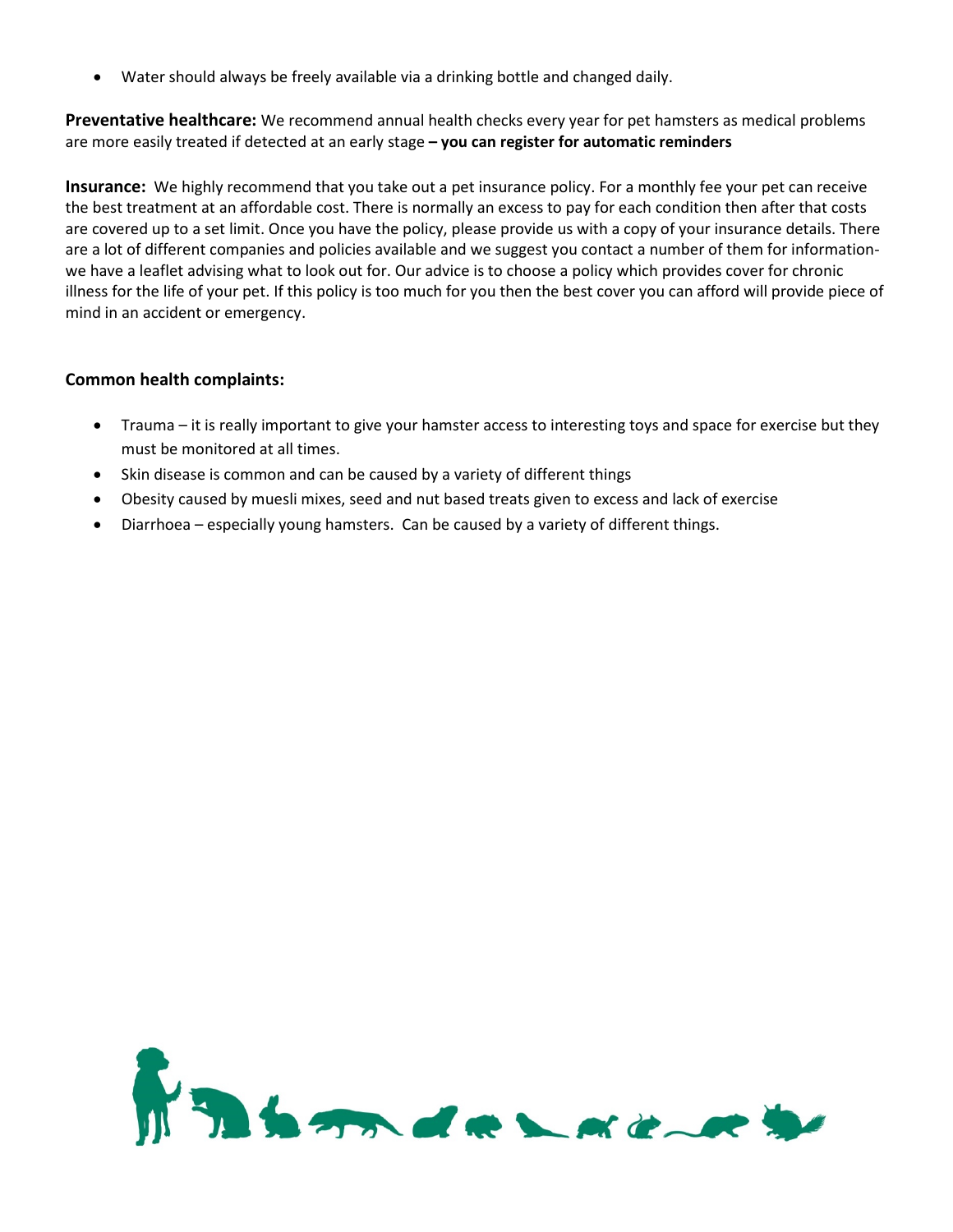- Water should always be freely available via a drinking bottle and changed daily.

**Preventative healthcare:** We recommend annual health checks every year for pet hamsters as medical problems are more easily treated if detected at an early stage **– you can register for automatic reminders**

**Insurance:** We highly recommend that you take out a pet insurance policy. For a monthly fee your pet can receive the best treatment at an affordable cost. There is normally an excess to pay for each condition then after that costs are covered up to a set limit. Once you have the policy, please provide us with a copy of your insurance details. There are a lot of different companies and policies available and we suggest you contact a number of them for information- we have a leaflet advising what to look out for. Our advice is to choose a policy which provides cover for chronic illness for the life of your pet. If this policy is too much for you then the best cover you can afford will provide piece of mind in an accident or emergency.

**Common health complaints:**

- Trauma – it is really important to give your hamster access to interesting toys and space for exercise but they must be monitored at all times.
- Skin disease is common and can be caused by a variety of different things
- Obesity caused by muesli mixes, seed and nut based treats given to excess and lack of exercise
- Diarrhoea – especially young hamsters. Can be caused by a variety of different things.